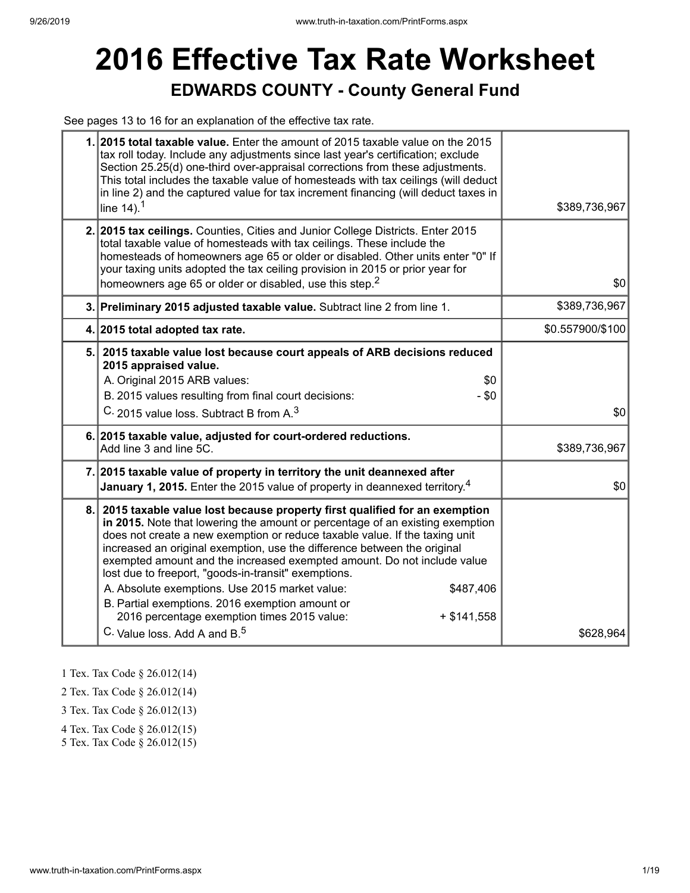# 2016 Effective Tax Rate Worksheet

## EDWARDS COUNTY - County General Fund

See pages 13 to 16 for an explanation of the effective tax rate.

| | | |
|---|---|---|
| **1.** | **2015 total taxable value.** Enter the amount of 2015 taxable value on the 2015 tax roll today. Include any adjustments since last year's certification; exclude Section 25.25(d) one-third over-appraisal corrections from these adjustments. This total includes the taxable value of homesteads with tax ceilings (will deduct in line 2) and the captured value for tax increment financing (will deduct taxes in line 14).[1] | $389,736,967 |
| **2.** | **2015 tax ceilings.** Counties, Cities and Junior College Districts. Enter 2015 total taxable value of homesteads with tax ceilings. These include the homesteads of homeowners age 65 or older or disabled. Other units enter "0" If your taxing units adopted the tax ceiling provision in 2015 or prior year for homeowners age 65 or older or disabled, use this step.[2] | $0 |
| **3.** | **Preliminary 2015 adjusted taxable value.** Subtract line 2 from line 1. | $389,736,967 |
| **4.** | **2015 total adopted tax rate.** | $0.557900/$100 |
| **5.** | **2015 taxable value lost because court appeals of ARB decisions reduced 2015 appraised value.**<br>A. Original 2015 ARB values: $0<br>B. 2015 values resulting from final court decisions: - $0<br>C. 2015 value loss. Subtract B from A.[3] | $0 |
| **6.** | **2015 taxable value, adjusted for court-ordered reductions.**<br>Add line 3 and line 5C. | $389,736,967 |
| **7.** | **2015 taxable value of property in territory the unit deannexed after January 1, 2015.** Enter the 2015 value of property in deannexed territory.[4] | $0 |
| **8.** | **2015 taxable value lost because property first qualified for an exemption in 2015.** Note that lowering the amount or percentage of an existing exemption does not create a new exemption or reduce taxable value. If the taxing unit increased an original exemption, use the difference between the original exempted amount and the increased exempted amount. Do not include value lost due to freeport, "goods-in-transit" exemptions.<br>A. Absolute exemptions. Use 2015 market value: $487,406<br>B. Partial exemptions. 2016 exemption amount or 2016 percentage exemption times 2015 value: + $141,558<br>C. Value loss. Add A and B.[5] | $628,964 |

1 Tex. Tax Code § 26.012(14)

2 Tex. Tax Code § 26.012(14)

3 Tex. Tax Code § 26.012(13)

4 Tex. Tax Code § 26.012(15)

5 Tex. Tax Code § 26.012(15)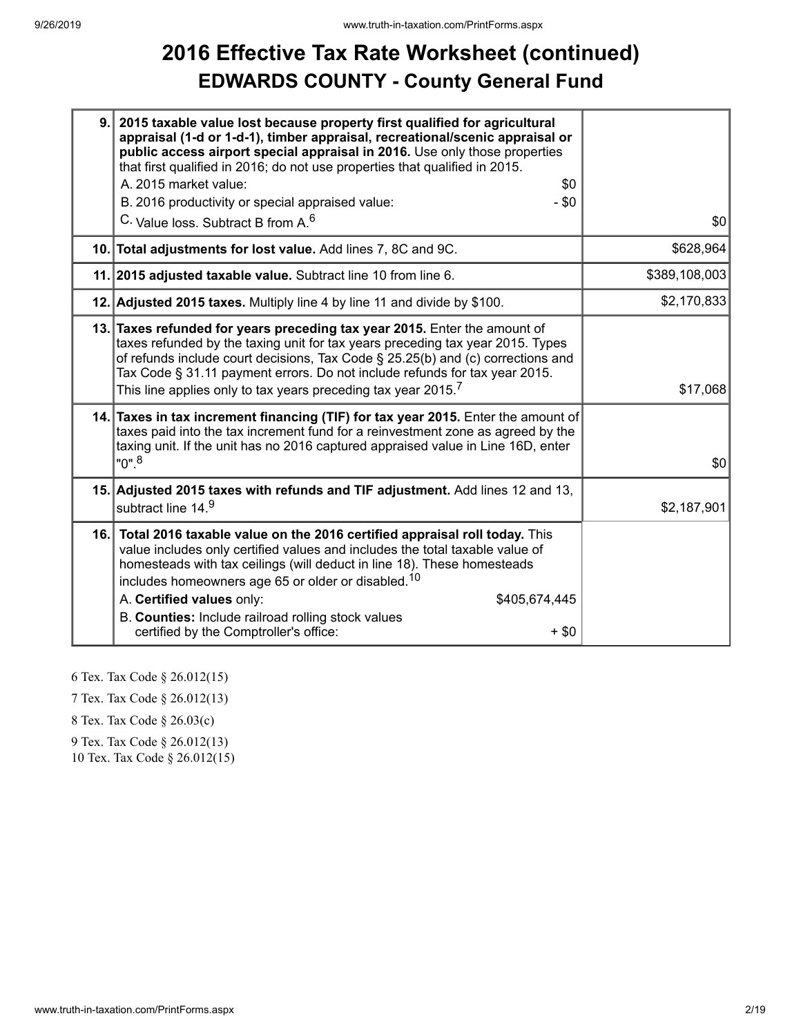# 2016 Effective Tax Rate Worksheet (continued)
## EDWARDS COUNTY - County General Fund

| Line | Description | Amount |
|---|---|---|
| 9. | **2015 taxable value lost because property first qualified for agricultural appraisal (1-d or 1-d-1), timber appraisal, recreational/scenic appraisal or public access airport special appraisal in 2016.** Use only those properties that first qualified in 2016; do not use properties that qualified in 2015.<br>A. 2015 market value: $0<br>B. 2016 productivity or special appraised value: - $0<br>C. Value loss. Subtract B from A.[6] | $0 |
| 10. | **Total adjustments for lost value.** Add lines 7, 8C and 9C. | $628,964 |
| 11. | **2015 adjusted taxable value.** Subtract line 10 from line 6. | $389,108,003 |
| 12. | **Adjusted 2015 taxes.** Multiply line 4 by line 11 and divide by $100. | $2,170,833 |
| 13. | **Taxes refunded for years preceding tax year 2015.** Enter the amount of taxes refunded by the taxing unit for tax years preceding tax year 2015. Types of refunds include court decisions, Tax Code § 25.25(b) and (c) corrections and Tax Code § 31.11 payment errors. Do not include refunds for tax year 2015. This line applies only to tax years preceding tax year 2015.[7] | $17,068 |
| 14. | **Taxes in tax increment financing (TIF) for tax year 2015.** Enter the amount of taxes paid into the tax increment fund for a reinvestment zone as agreed by the taxing unit. If the unit has no 2016 captured appraised value in Line 16D, enter "0".[8] | $0 |
| 15. | **Adjusted 2015 taxes with refunds and TIF adjustment.** Add lines 12 and 13, subtract line 14.[9] | $2,187,901 |
| 16. | **Total 2016 taxable value on the 2016 certified appraisal roll today.** This value includes only certified values and includes the total taxable value of homesteads with tax ceilings (will deduct in line 18). These homesteads includes homeowners age 65 or older or disabled.[10]<br>A. **Certified values** only: $405,674,445<br>B. **Counties:** Include railroad rolling stock values certified by the Comptroller's office: + $0 | |

6 Tex. Tax Code § 26.012(15)

7 Tex. Tax Code § 26.012(13)

8 Tex. Tax Code § 26.03(c)

9 Tex. Tax Code § 26.012(13)

10 Tex. Tax Code § 26.012(15)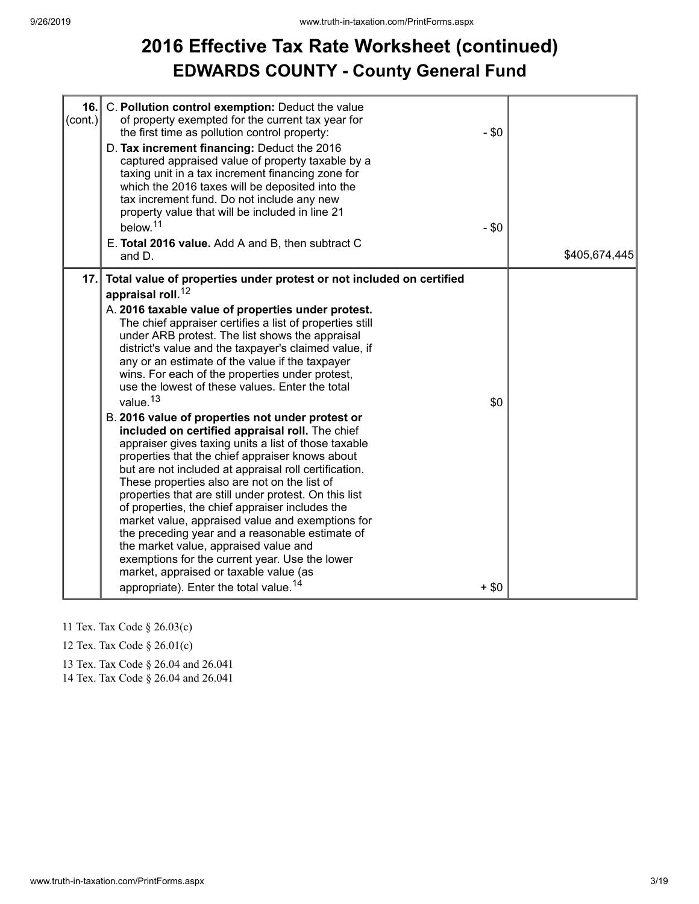# 2016 Effective Tax Rate Worksheet (continued)

## EDWARDS COUNTY - County General Fund

| | | | |
|---|---|---|---|
| 16. (cont.) | C. **Pollution control exemption:** Deduct the value of property exempted for the current tax year for the first time as pollution control property: | - $0 | |
| | D. **Tax increment financing:** Deduct the 2016 captured appraised value of property taxable by a taxing unit in a tax increment financing zone for which the 2016 taxes will be deposited into the tax increment fund. Do not include any new property value that will be included in line 21 below.[11] | - $0 | |
| | E. **Total 2016 value.** Add A and B, then subtract C and D. | | $405,674,445 |
| 17. | **Total value of properties under protest or not included on certified appraisal roll.**[12] | | |
| | A. **2016 taxable value of properties under protest.** The chief appraiser certifies a list of properties still under ARB protest. The list shows the appraisal district's value and the taxpayer's claimed value, if any or an estimate of the value if the taxpayer wins. For each of the properties under protest, use the lowest of these values. Enter the total value.[13] | $0 | |
| | B. **2016 value of properties not under protest or included on certified appraisal roll.** The chief appraiser gives taxing units a list of those taxable properties that the chief appraiser knows about but are not included at appraisal roll certification. These properties also are not on the list of properties that are still under protest. On this list of properties, the chief appraiser includes the market value, appraised value and exemptions for the preceding year and a reasonable estimate of the market value, appraised value and exemptions for the current year. Use the lower market, appraised or taxable value (as appropriate). Enter the total value.[14] | + $0 | |

11 Tex. Tax Code § 26.03(c)

12 Tex. Tax Code § 26.01(c)

13 Tex. Tax Code § 26.04 and 26.041

14 Tex. Tax Code § 26.04 and 26.041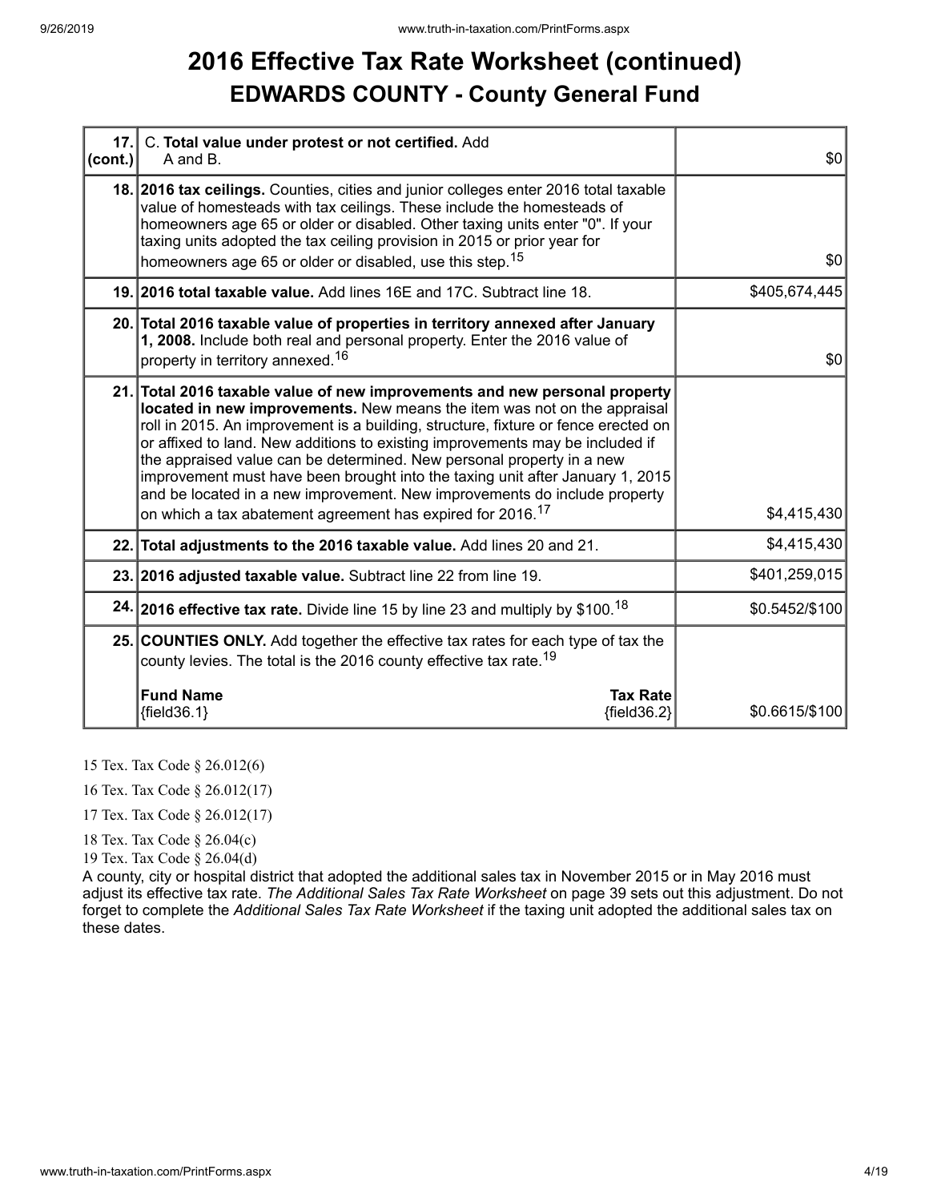# 2016 Effective Tax Rate Worksheet (continued)

## EDWARDS COUNTY - County General Fund

| | | |
|---|---|---|
| 17. (cont.) | C. **Total value under protest or not certified.** Add A and B. | $0 |
| 18. | **2016 tax ceilings.** Counties, cities and junior colleges enter 2016 total taxable value of homesteads with tax ceilings. These include the homesteads of homeowners age 65 or older or disabled. Other taxing units enter "0". If your taxing units adopted the tax ceiling provision in 2015 or prior year for homeowners age 65 or older or disabled, use this step.[15] | $0 |
| 19. | **2016 total taxable value.** Add lines 16E and 17C. Subtract line 18. | $405,674,445 |
| 20. | **Total 2016 taxable value of properties in territory annexed after January 1, 2008.** Include both real and personal property. Enter the 2016 value of property in territory annexed.[16] | $0 |
| 21. | **Total 2016 taxable value of new improvements and new personal property located in new improvements.** New means the item was not on the appraisal roll in 2015. An improvement is a building, structure, fixture or fence erected on or affixed to land. New additions to existing improvements may be included if the appraised value can be determined. New personal property in a new improvement must have been brought into the taxing unit after January 1, 2015 and be located in a new improvement. New improvements do include property on which a tax abatement agreement has expired for 2016.[17] | $4,415,430 |
| 22. | **Total adjustments to the 2016 taxable value.** Add lines 20 and 21. | $4,415,430 |
| 23. | **2016 adjusted taxable value.** Subtract line 22 from line 19. | $401,259,015 |
| 24. | **2016 effective tax rate.** Divide line 15 by line 23 and multiply by $100.[18] | $0.5452/$100 |
| 25. | **COUNTIES ONLY.** Add together the effective tax rates for each type of tax the county levies. The total is the 2016 county effective tax rate.[19]<br><br>**Fund Name** {field36.1} — **Tax Rate** {field36.2} | $0.6615/$100 |

15 Tex. Tax Code § 26.012(6)

16 Tex. Tax Code § 26.012(17)

17 Tex. Tax Code § 26.012(17)

18 Tex. Tax Code § 26.04(c)

19 Tex. Tax Code § 26.04(d)

A county, city or hospital district that adopted the additional sales tax in November 2015 or in May 2016 must adjust its effective tax rate. *The Additional Sales Tax Rate Worksheet* on page 39 sets out this adjustment. Do not forget to complete the *Additional Sales Tax Rate Worksheet* if the taxing unit adopted the additional sales tax on these dates.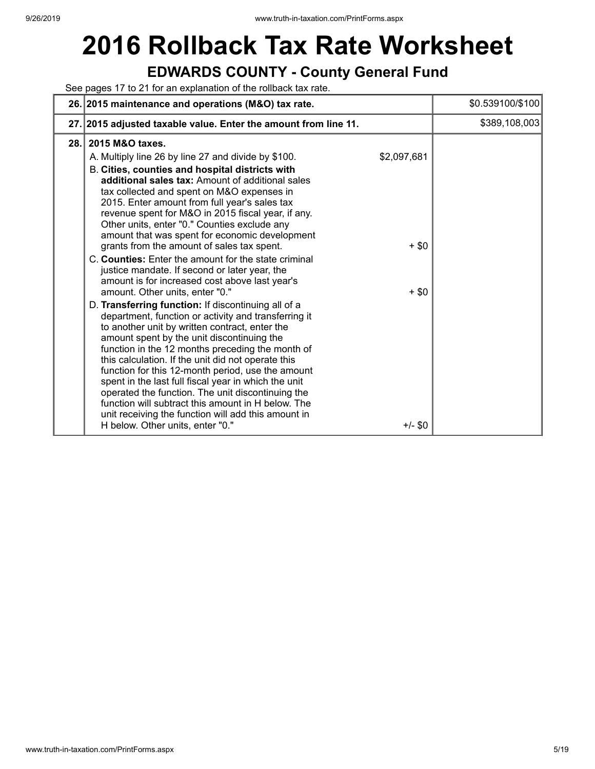# 2016 Rollback Tax Rate Worksheet

## EDWARDS COUNTY - County General Fund

See pages 17 to 21 for an explanation of the rollback tax rate.

| | | | |
|---|---|---|---|
| 26. | **2015 maintenance and operations (M&O) tax rate.** | | $0.539100/$100 |
| 27. | **2015 adjusted taxable value. Enter the amount from line 11.** | | $389,108,003 |
| 28. | **2015 M&O taxes.** | | |
| | A. Multiply line 26 by line 27 and divide by $100. | $2,097,681 | |
| | B. **Cities, counties and hospital districts with additional sales tax:** Amount of additional sales tax collected and spent on M&O expenses in 2015. Enter amount from full year's sales tax revenue spent for M&O in 2015 fiscal year, if any. Other units, enter "0." Counties exclude any amount that was spent for economic development grants from the amount of sales tax spent. | + $0 | |
| | C. **Counties:** Enter the amount for the state criminal justice mandate. If second or later year, the amount is for increased cost above last year's amount. Other units, enter "0." | + $0 | |
| | D. **Transferring function:** If discontinuing all of a department, function or activity and transferring it to another unit by written contract, enter the amount spent by the unit discontinuing the function in the 12 months preceding the month of this calculation. If the unit did not operate this function for this 12-month period, use the amount spent in the last full fiscal year in which the unit operated the function. The unit discontinuing the function will subtract this amount in H below. The unit receiving the function will add this amount in H below. Other units, enter "0." | +/- $0 | |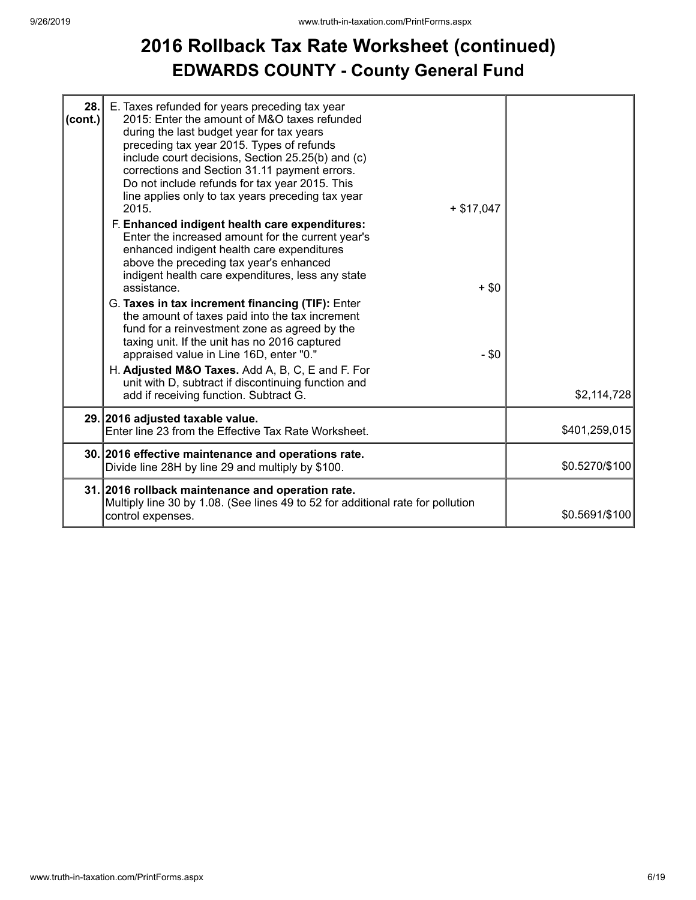# 2016 Rollback Tax Rate Worksheet (continued)

## EDWARDS COUNTY - County General Fund

| | | | |
|---|---|---|---|
| **28. (cont.)** | E. Taxes refunded for years preceding tax year 2015: Enter the amount of M&O taxes refunded during the last budget year for tax years preceding tax year 2015. Types of refunds include court decisions, Section 25.25(b) and (c) corrections and Section 31.11 payment errors. Do not include refunds for tax year 2015. This line applies only to tax years preceding tax year 2015. | + $17,047 | |
| | F. **Enhanced indigent health care expenditures:** Enter the increased amount for the current year's enhanced indigent health care expenditures above the preceding tax year's enhanced indigent health care expenditures, less any state assistance. | + $0 | |
| | G. **Taxes in tax increment financing (TIF):** Enter the amount of taxes paid into the tax increment fund for a reinvestment zone as agreed by the taxing unit. If the unit has no 2016 captured appraised value in Line 16D, enter "0." | - $0 | |
| | H. **Adjusted M&O Taxes.** Add A, B, C, E and F. For unit with D, subtract if discontinuing function and add if receiving function. Subtract G. | | $2,114,728 |
| **29.** | **2016 adjusted taxable value.** Enter line 23 from the Effective Tax Rate Worksheet. | | $401,259,015 |
| **30.** | **2016 effective maintenance and operations rate.** Divide line 28H by line 29 and multiply by $100. | | $0.5270/$100 |
| **31.** | **2016 rollback maintenance and operation rate.** Multiply line 30 by 1.08. (See lines 49 to 52 for additional rate for pollution control expenses. | | $0.5691/$100 |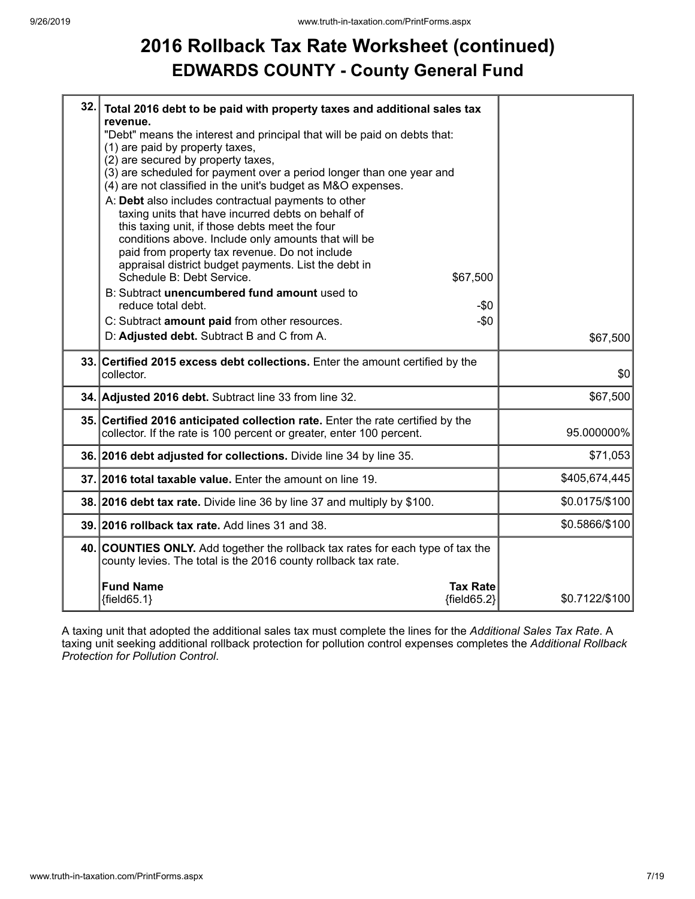# 2016 Rollback Tax Rate Worksheet (continued)

## EDWARDS COUNTY - County General Fund

| Line | Description | Amount |
|---|---|---|
| 32. | **Total 2016 debt to be paid with property taxes and additional sales tax revenue.**<br>"Debt" means the interest and principal that will be paid on debts that:<br>(1) are paid by property taxes,<br>(2) are secured by property taxes,<br>(3) are scheduled for payment over a period longer than one year and<br>(4) are not classified in the unit's budget as M&O expenses.<br>A: **Debt** also includes contractual payments to other taxing units that have incurred debts on behalf of this taxing unit, if those debts meet the four conditions above. Include only amounts that will be paid from property tax revenue. Do not include appraisal district budget payments. List the debt in Schedule B: Debt Service. $67,500<br>B: Subtract **unencumbered fund amount** used to reduce total debt. -$0<br>C: Subtract **amount paid** from other resources. -$0<br>D: **Adjusted debt.** Subtract B and C from A. | $67,500 |
| 33. | **Certified 2015 excess debt collections.** Enter the amount certified by the collector. | $0 |
| 34. | **Adjusted 2016 debt.** Subtract line 33 from line 32. | $67,500 |
| 35. | **Certified 2016 anticipated collection rate.** Enter the rate certified by the collector. If the rate is 100 percent or greater, enter 100 percent. | 95.000000% |
| 36. | **2016 debt adjusted for collections.** Divide line 34 by line 35. | $71,053 |
| 37. | **2016 total taxable value.** Enter the amount on line 19. | $405,674,445 |
| 38. | **2016 debt tax rate.** Divide line 36 by line 37 and multiply by $100. | $0.0175/$100 |
| 39. | **2016 rollback tax rate.** Add lines 31 and 38. | $0.5866/$100 |
| 40. | **COUNTIES ONLY.** Add together the rollback tax rates for each type of tax the county levies. The total is the 2016 county rollback tax rate.<br>**Fund Name** {field65.1} — **Tax Rate** {field65.2} | $0.7122/$100 |

A taxing unit that adopted the additional sales tax must complete the lines for the *Additional Sales Tax Rate*. A taxing unit seeking additional rollback protection for pollution control expenses completes the *Additional Rollback Protection for Pollution Control*.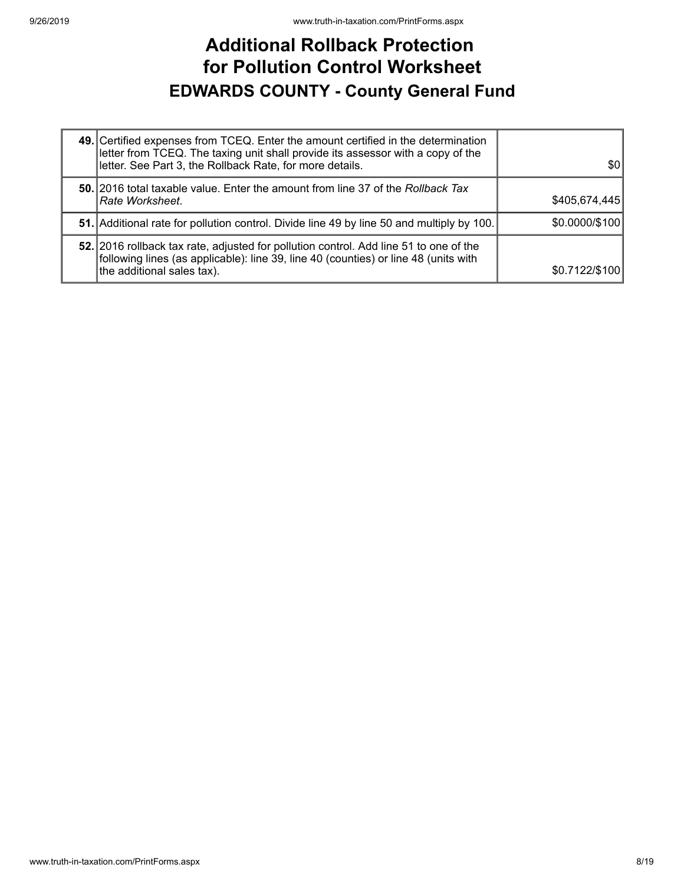# Additional Rollback Protection for Pollution Control Worksheet

## EDWARDS COUNTY - County General Fund

| | | |
|---|---|---|
| **49.** | Certified expenses from TCEQ. Enter the amount certified in the determination letter from TCEQ. The taxing unit shall provide its assessor with a copy of the letter. See Part 3, the Rollback Rate, for more details. | $0 |
| **50.** | 2016 total taxable value. Enter the amount from line 37 of the *Rollback Tax Rate Worksheet*. | $405,674,445 |
| **51.** | Additional rate for pollution control. Divide line 49 by line 50 and multiply by 100. | $0.0000/$100 |
| **52.** | 2016 rollback tax rate, adjusted for pollution control. Add line 51 to one of the following lines (as applicable): line 39, line 40 (counties) or line 48 (units with the additional sales tax). | $0.7122/$100 |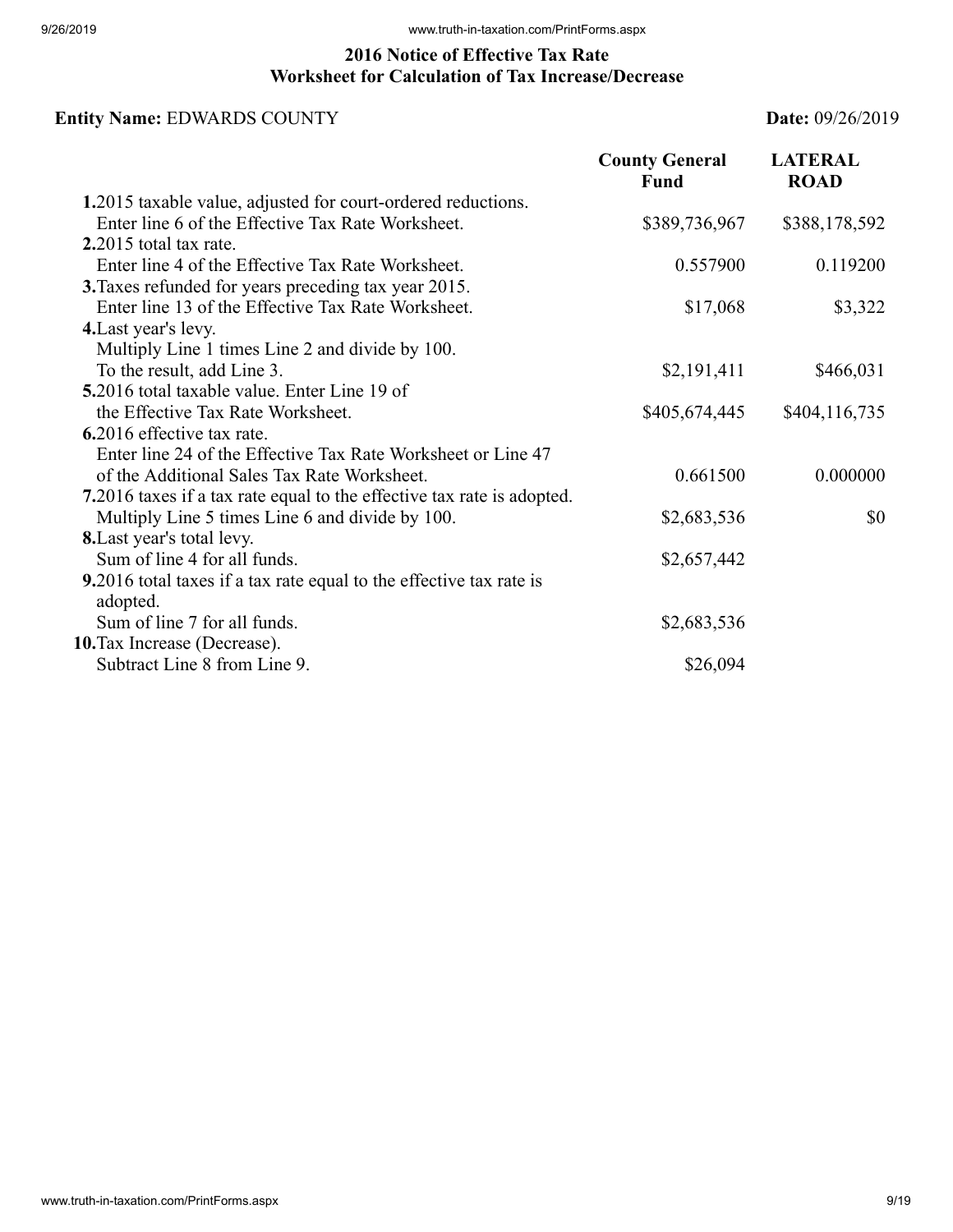# 2016 Notice of Effective Tax Rate
## Worksheet for Calculation of Tax Increase/Decrease

**Entity Name:** EDWARDS COUNTY **Date:** 09/26/2019

| | County General Fund | LATERAL ROAD |
|---|---|---|
| **1.** 2015 taxable value, adjusted for court-ordered reductions. Enter line 6 of the Effective Tax Rate Worksheet. | $389,736,967 | $388,178,592 |
| **2.** 2015 total tax rate. Enter line 4 of the Effective Tax Rate Worksheet. | 0.557900 | 0.119200 |
| **3.** Taxes refunded for years preceding tax year 2015. Enter line 13 of the Effective Tax Rate Worksheet. | $17,068 | $3,322 |
| **4.** Last year's levy. Multiply Line 1 times Line 2 and divide by 100. To the result, add Line 3. | $2,191,411 | $466,031 |
| **5.** 2016 total taxable value. Enter Line 19 of the Effective Tax Rate Worksheet. | $405,674,445 | $404,116,735 |
| **6.** 2016 effective tax rate. Enter line 24 of the Effective Tax Rate Worksheet or Line 47 of the Additional Sales Tax Rate Worksheet. | 0.661500 | 0.000000 |
| **7.** 2016 taxes if a tax rate equal to the effective tax rate is adopted. Multiply Line 5 times Line 6 and divide by 100. | $2,683,536 | $0 |
| **8.** Last year's total levy. Sum of line 4 for all funds. | $2,657,442 | |
| **9.** 2016 total taxes if a tax rate equal to the effective tax rate is adopted. Sum of line 7 for all funds. | $2,683,536 | |
| **10.** Tax Increase (Decrease). Subtract Line 8 from Line 9. | $26,094 | |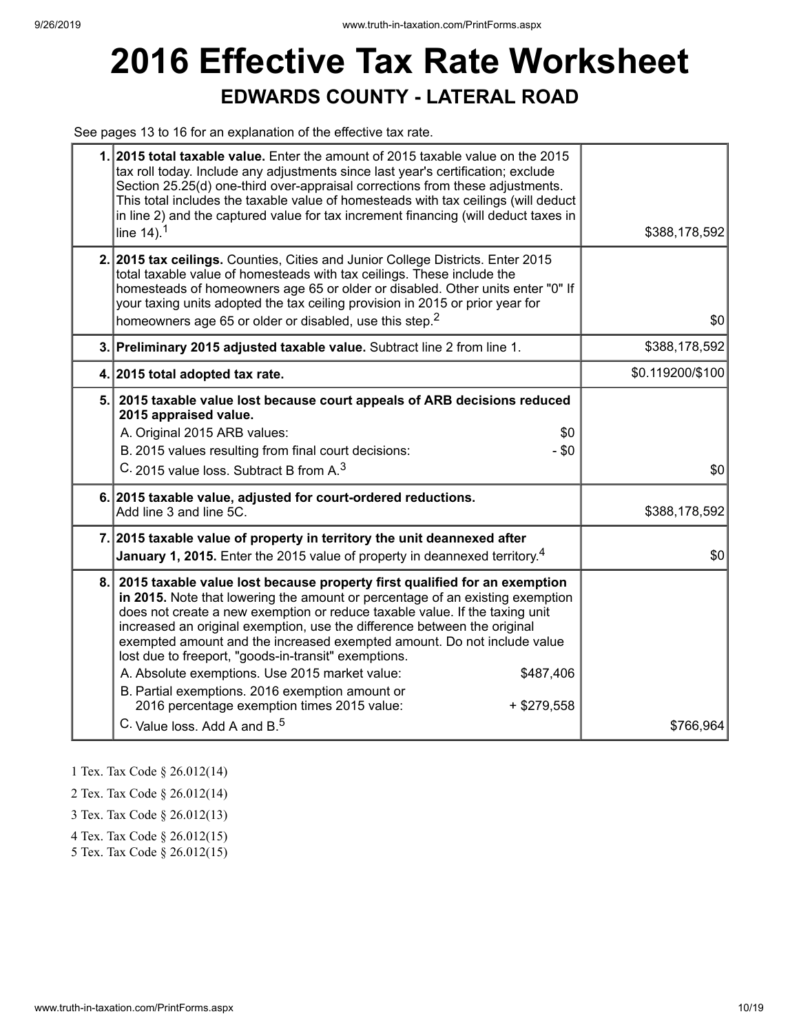# 2016 Effective Tax Rate Worksheet

## EDWARDS COUNTY - LATERAL ROAD

See pages 13 to 16 for an explanation of the effective tax rate.

| # | Description | Amount |
|---|---|---|
| 1. | **2015 total taxable value.** Enter the amount of 2015 taxable value on the 2015 tax roll today. Include any adjustments since last year's certification; exclude Section 25.25(d) one-third over-appraisal corrections from these adjustments. This total includes the taxable value of homesteads with tax ceilings (will deduct in line 2) and the captured value for tax increment financing (will deduct taxes in line 14).[1] | $388,178,592 |
| 2. | **2015 tax ceilings.** Counties, Cities and Junior College Districts. Enter 2015 total taxable value of homesteads with tax ceilings. These include the homesteads of homeowners age 65 or older or disabled. Other units enter "0" If your taxing units adopted the tax ceiling provision in 2015 or prior year for homeowners age 65 or older or disabled, use this step.[2] | $0 |
| 3. | **Preliminary 2015 adjusted taxable value.** Subtract line 2 from line 1. | $388,178,592 |
| 4. | **2015 total adopted tax rate.** | $0.119200/$100 |
| 5. | **2015 taxable value lost because court appeals of ARB decisions reduced 2015 appraised value.**<br>A. Original 2015 ARB values: $0<br>B. 2015 values resulting from final court decisions: - $0<br>C. 2015 value loss. Subtract B from A.[3] | $0 |
| 6. | **2015 taxable value, adjusted for court-ordered reductions.** Add line 3 and line 5C. | $388,178,592 |
| 7. | **2015 taxable value of property in territory the unit deannexed after January 1, 2015.** Enter the 2015 value of property in deannexed territory.[4] | $0 |
| 8. | **2015 taxable value lost because property first qualified for an exemption in 2015.** Note that lowering the amount or percentage of an existing exemption does not create a new exemption or reduce taxable value. If the taxing unit increased an original exemption, use the difference between the original exempted amount and the increased exempted amount. Do not include value lost due to freeport, "goods-in-transit" exemptions.<br>A. Absolute exemptions. Use 2015 market value: $487,406<br>B. Partial exemptions. 2016 exemption amount or 2016 percentage exemption times 2015 value: + $279,558<br>C. Value loss. Add A and B.[5] | $766,964 |

1 Tex. Tax Code § 26.012(14)

2 Tex. Tax Code § 26.012(14)

3 Tex. Tax Code § 26.012(13)

4 Tex. Tax Code § 26.012(15)

5 Tex. Tax Code § 26.012(15)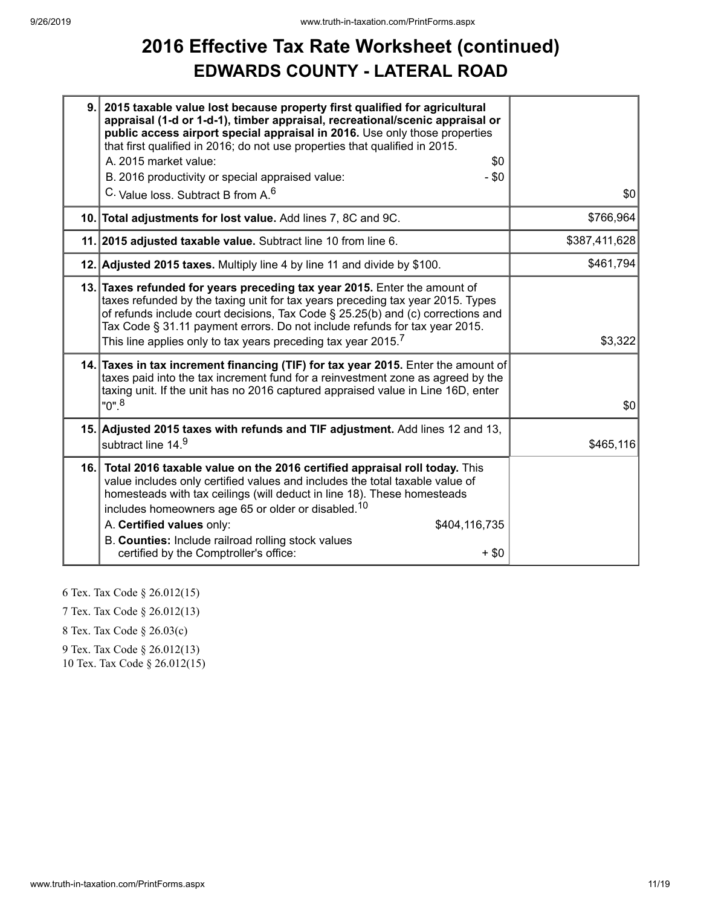# 2016 Effective Tax Rate Worksheet (continued)

## EDWARDS COUNTY - LATERAL ROAD

| | | |
|---|---|---|
| 9. | **2015 taxable value lost because property first qualified for agricultural appraisal (1-d or 1-d-1), timber appraisal, recreational/scenic appraisal or public access airport special appraisal in 2016.** Use only those properties that first qualified in 2016; do not use properties that qualified in 2015.<br>A. 2015 market value: $0<br>B. 2016 productivity or special appraised value: - $0<br>C. Value loss. Subtract B from A.[6] | $0 |
| 10. | **Total adjustments for lost value.** Add lines 7, 8C and 9C. | $766,964 |
| 11. | **2015 adjusted taxable value.** Subtract line 10 from line 6. | $387,411,628 |
| 12. | **Adjusted 2015 taxes.** Multiply line 4 by line 11 and divide by $100. | $461,794 |
| 13. | **Taxes refunded for years preceding tax year 2015.** Enter the amount of taxes refunded by the taxing unit for tax years preceding tax year 2015. Types of refunds include court decisions, Tax Code § 25.25(b) and (c) corrections and Tax Code § 31.11 payment errors. Do not include refunds for tax year 2015. This line applies only to tax years preceding tax year 2015.[7] | $3,322 |
| 14. | **Taxes in tax increment financing (TIF) for tax year 2015.** Enter the amount of taxes paid into the tax increment fund for a reinvestment zone as agreed by the taxing unit. If the unit has no 2016 captured appraised value in Line 16D, enter "0".[8] | $0 |
| 15. | **Adjusted 2015 taxes with refunds and TIF adjustment.** Add lines 12 and 13, subtract line 14.[9] | $465,116 |
| 16. | **Total 2016 taxable value on the 2016 certified appraisal roll today.** This value includes only certified values and includes the total taxable value of homesteads with tax ceilings (will deduct in line 18). These homesteads includes homeowners age 65 or older or disabled.[10]<br>A. **Certified values** only: $404,116,735<br>B. **Counties:** Include railroad rolling stock values certified by the Comptroller's office: + $0 | |

6 Tex. Tax Code § 26.012(15)

7 Tex. Tax Code § 26.012(13)

8 Tex. Tax Code § 26.03(c)

9 Tex. Tax Code § 26.012(13)

10 Tex. Tax Code § 26.012(15)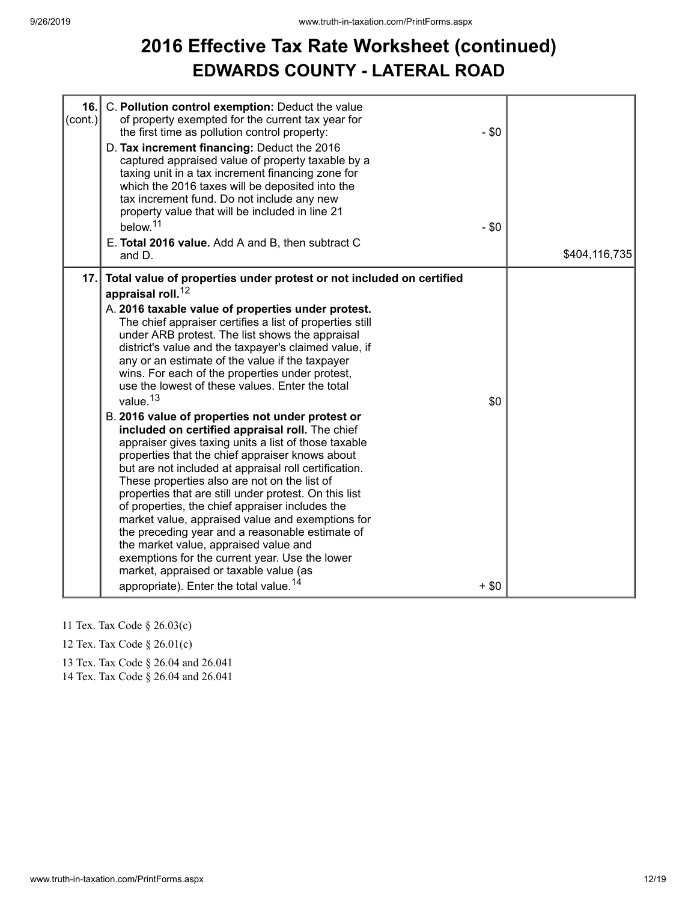# 2016 Effective Tax Rate Worksheet (continued)

## EDWARDS COUNTY - LATERAL ROAD

| | | | |
|---|---|---|---|
| 16. (cont.) | C. **Pollution control exemption:** Deduct the value of property exempted for the current tax year for the first time as pollution control property:<br>D. **Tax increment financing:** Deduct the 2016 captured appraised value of property taxable by a taxing unit in a tax increment financing zone for which the 2016 taxes will be deposited into the tax increment fund. Do not include any new property value that will be included in line 21 below.[11]<br>E. **Total 2016 value.** Add A and B, then subtract C and D. | - $0<br><br>- $0 | $404,116,735 |
| 17. | **Total value of properties under protest or not included on certified appraisal roll.**[12]<br>A. **2016 taxable value of properties under protest.** The chief appraiser certifies a list of properties still under ARB protest. The list shows the appraisal district's value and the taxpayer's claimed value, if any or an estimate of the value if the taxpayer wins. For each of the properties under protest, use the lowest of these values. Enter the total value.[13]<br>B. **2016 value of properties not under protest or included on certified appraisal roll.** The chief appraiser gives taxing units a list of those taxable properties that the chief appraiser knows about but are not included at appraisal roll certification. These properties also are not on the list of properties that are still under protest. On this list of properties, the chief appraiser includes the market value, appraised value and exemptions for the preceding year and a reasonable estimate of the market value, appraised value and exemptions for the current year. Use the lower market, appraised or taxable value (as appropriate). Enter the total value.[14] | $0<br><br>+ $0 | |

11 Tex. Tax Code § 26.03(c)

12 Tex. Tax Code § 26.01(c)

13 Tex. Tax Code § 26.04 and 26.041

14 Tex. Tax Code § 26.04 and 26.041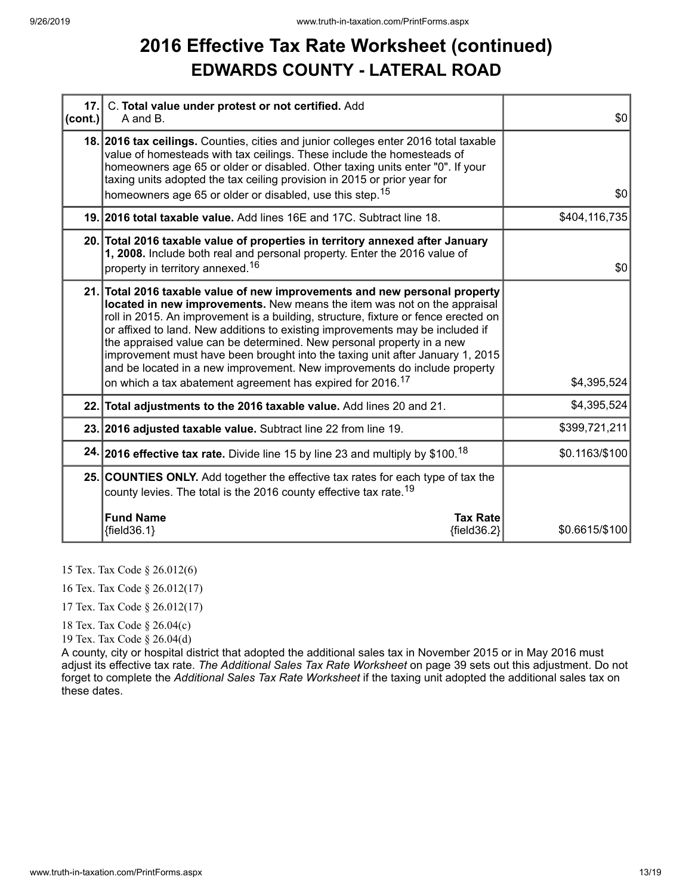# 2016 Effective Tax Rate Worksheet (continued)

## EDWARDS COUNTY - LATERAL ROAD

| | | |
|---|---|---|
| 17. (cont.) | C. **Total value under protest or not certified.** Add A and B. | $0 |
| 18. | **2016 tax ceilings.** Counties, cities and junior colleges enter 2016 total taxable value of homesteads with tax ceilings. These include the homesteads of homeowners age 65 or older or disabled. Other taxing units enter "0". If your taxing units adopted the tax ceiling provision in 2015 or prior year for homeowners age 65 or older or disabled, use this step.[15] | $0 |
| 19. | **2016 total taxable value.** Add lines 16E and 17C. Subtract line 18. | $404,116,735 |
| 20. | **Total 2016 taxable value of properties in territory annexed after January 1, 2008.** Include both real and personal property. Enter the 2016 value of property in territory annexed.[16] | $0 |
| 21. | **Total 2016 taxable value of new improvements and new personal property located in new improvements.** New means the item was not on the appraisal roll in 2015. An improvement is a building, structure, fixture or fence erected on or affixed to land. New additions to existing improvements may be included if the appraised value can be determined. New personal property in a new improvement must have been brought into the taxing unit after January 1, 2015 and be located in a new improvement. New improvements do include property on which a tax abatement agreement has expired for 2016.[17] | $4,395,524 |
| 22. | **Total adjustments to the 2016 taxable value.** Add lines 20 and 21. | $4,395,524 |
| 23. | **2016 adjusted taxable value.** Subtract line 22 from line 19. | $399,721,211 |
| 24. | **2016 effective tax rate.** Divide line 15 by line 23 and multiply by $100.[18] | $0.1163/$100 |
| 25. | **COUNTIES ONLY.** Add together the effective tax rates for each type of tax the county levies. The total is the 2016 county effective tax rate.[19]<br><br>**Fund Name** {field36.1} — **Tax Rate** {field36.2} | $0.6615/$100 |

15 Tex. Tax Code § 26.012(6)

16 Tex. Tax Code § 26.012(17)

17 Tex. Tax Code § 26.012(17)

18 Tex. Tax Code § 26.04(c)

19 Tex. Tax Code § 26.04(d)

A county, city or hospital district that adopted the additional sales tax in November 2015 or in May 2016 must adjust its effective tax rate. *The Additional Sales Tax Rate Worksheet* on page 39 sets out this adjustment. Do not forget to complete the *Additional Sales Tax Rate Worksheet* if the taxing unit adopted the additional sales tax on these dates.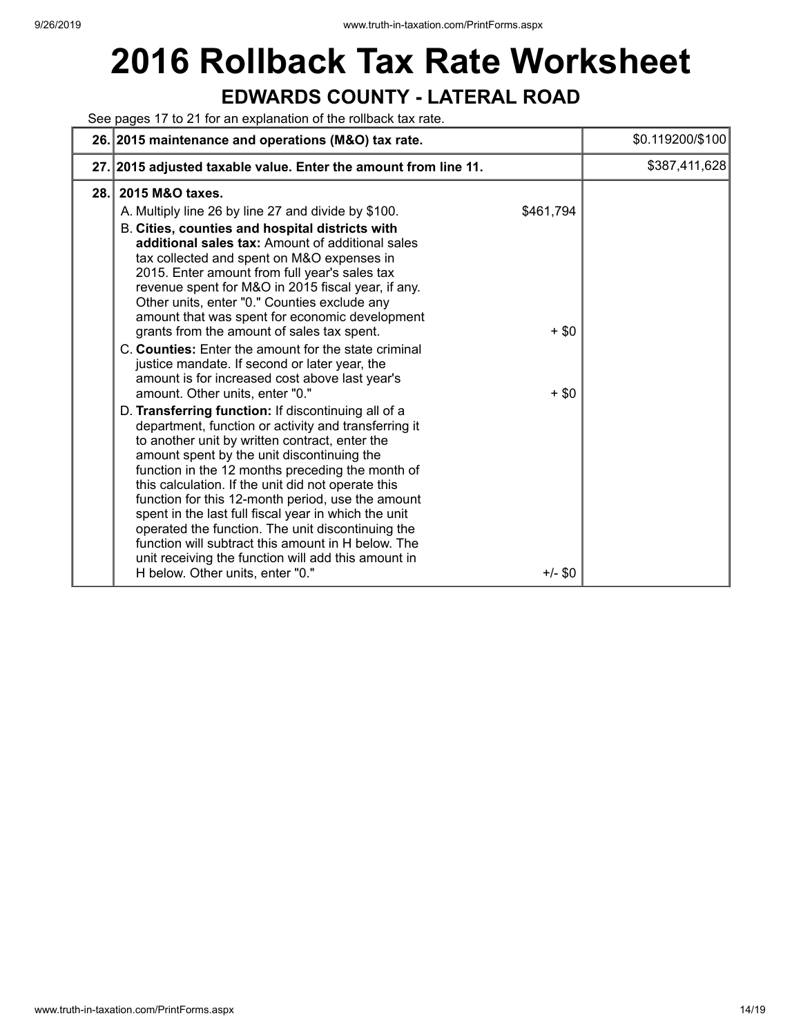# 2016 Rollback Tax Rate Worksheet

## EDWARDS COUNTY - LATERAL ROAD

See pages 17 to 21 for an explanation of the rollback tax rate.

| | | | |
|---|---|---|---|
| 26. | **2015 maintenance and operations (M&O) tax rate.** | | $0.119200/$100 |
| 27. | **2015 adjusted taxable value. Enter the amount from line 11.** | | $387,411,628 |
| 28. | **2015 M&O taxes.** | | |
| | A. Multiply line 26 by line 27 and divide by $100. | $461,794 | |
| | B. **Cities, counties and hospital districts with additional sales tax:** Amount of additional sales tax collected and spent on M&O expenses in 2015. Enter amount from full year's sales tax revenue spent for M&O in 2015 fiscal year, if any. Other units, enter "0." Counties exclude any amount that was spent for economic development grants from the amount of sales tax spent. | + $0 | |
| | C. **Counties:** Enter the amount for the state criminal justice mandate. If second or later year, the amount is for increased cost above last year's amount. Other units, enter "0." | + $0 | |
| | D. **Transferring function:** If discontinuing all of a department, function or activity and transferring it to another unit by written contract, enter the amount spent by the unit discontinuing the function in the 12 months preceding the month of this calculation. If the unit did not operate this function for this 12-month period, use the amount spent in the last full fiscal year in which the unit operated the function. The unit discontinuing the function will subtract this amount in H below. The unit receiving the function will add this amount in H below. Other units, enter "0." | +/- $0 | |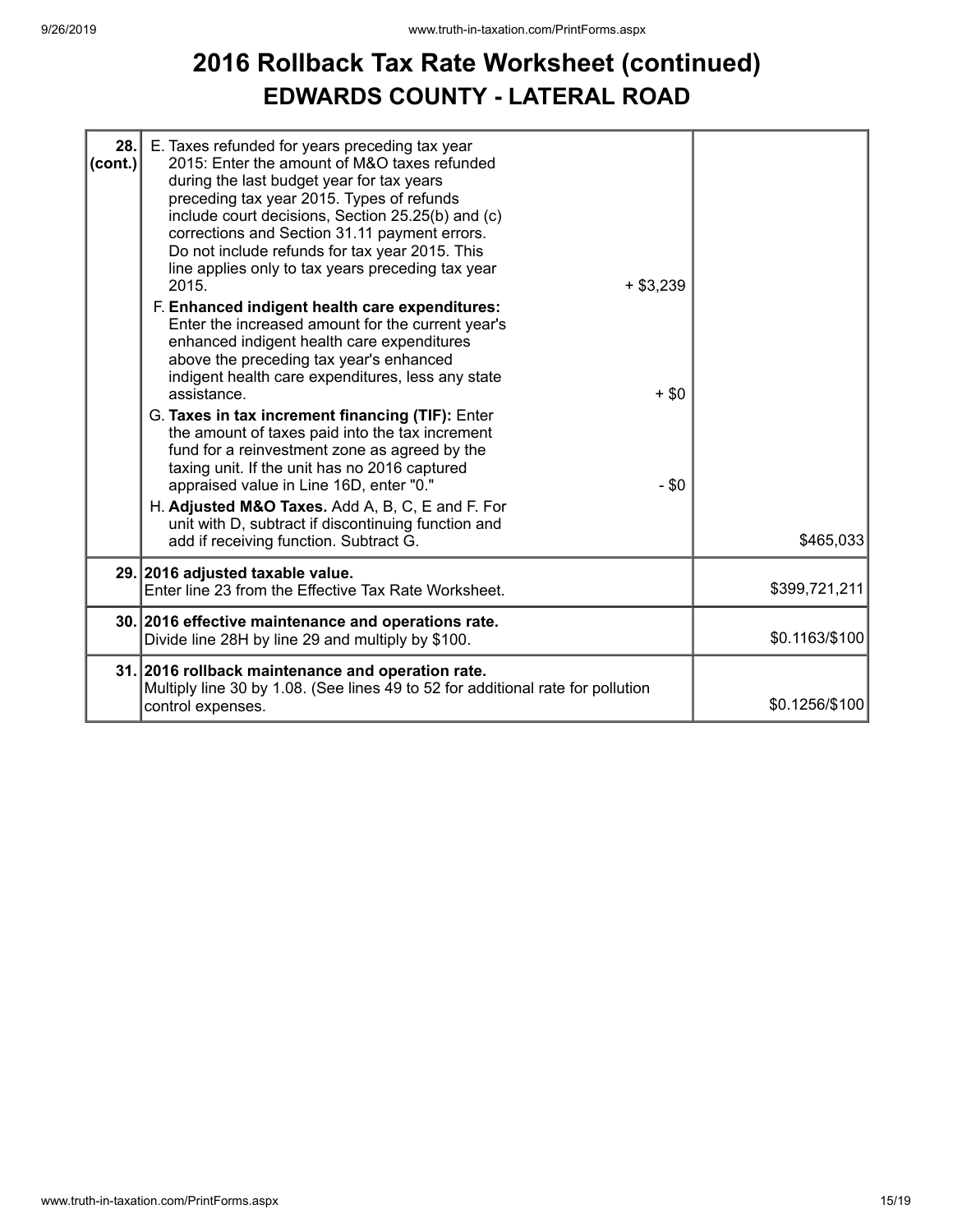# 2016 Rollback Tax Rate Worksheet (continued)
## EDWARDS COUNTY - LATERAL ROAD

| | | | |
|---|---|---|---|
| 28. (cont.) | E. Taxes refunded for years preceding tax year 2015: Enter the amount of M&O taxes refunded during the last budget year for tax years preceding tax year 2015. Types of refunds include court decisions, Section 25.25(b) and (c) corrections and Section 31.11 payment errors. Do not include refunds for tax year 2015. This line applies only to tax years preceding tax year 2015. | + $3,239 | |
| | F. **Enhanced indigent health care expenditures:** Enter the increased amount for the current year's enhanced indigent health care expenditures above the preceding tax year's enhanced indigent health care expenditures, less any state assistance. | + $0 | |
| | G. **Taxes in tax increment financing (TIF):** Enter the amount of taxes paid into the tax increment fund for a reinvestment zone as agreed by the taxing unit. If the unit has no 2016 captured appraised value in Line 16D, enter "0." | - $0 | |
| | H. **Adjusted M&O Taxes.** Add A, B, C, E and F. For unit with D, subtract if discontinuing function and add if receiving function. Subtract G. | | $465,033 |
| 29. | **2016 adjusted taxable value.** Enter line 23 from the Effective Tax Rate Worksheet. | | $399,721,211 |
| 30. | **2016 effective maintenance and operations rate.** Divide line 28H by line 29 and multiply by $100. | | $0.1163/$100 |
| 31. | **2016 rollback maintenance and operation rate.** Multiply line 30 by 1.08. (See lines 49 to 52 for additional rate for pollution control expenses. | | $0.1256/$100 |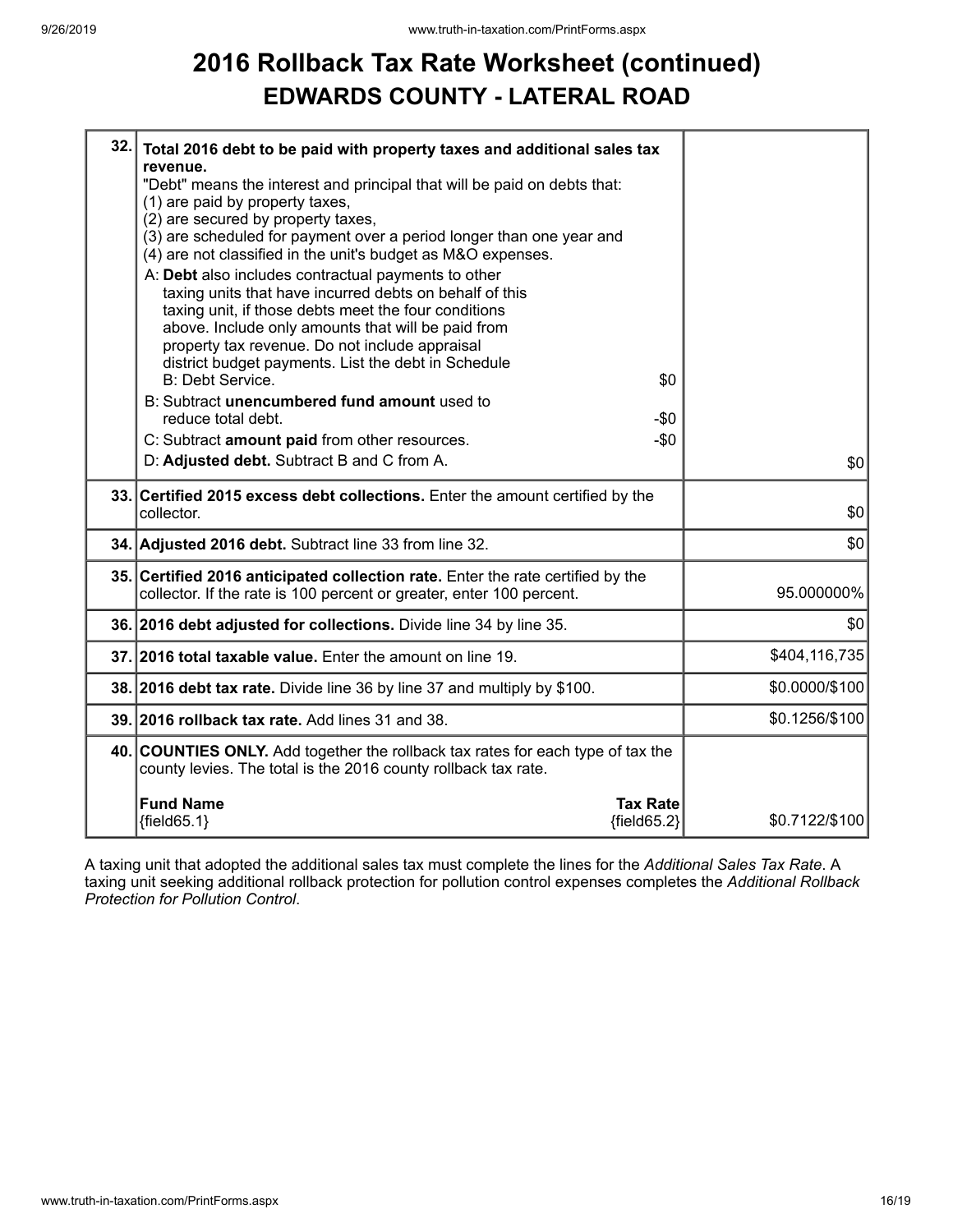# 2016 Rollback Tax Rate Worksheet (continued)

## EDWARDS COUNTY - LATERAL ROAD

| Line | Description | Amount |
|---|---|---|
| 32. | **Total 2016 debt to be paid with property taxes and additional sales tax revenue.** "Debt" means the interest and principal that will be paid on debts that: (1) are paid by property taxes, (2) are secured by property taxes, (3) are scheduled for payment over a period longer than one year and (4) are not classified in the unit's budget as M&O expenses.<br>A: **Debt** also includes contractual payments to other taxing units that have incurred debts on behalf of this taxing unit, if those debts meet the four conditions above. Include only amounts that will be paid from property tax revenue. Do not include appraisal district budget payments. List the debt in Schedule B: Debt Service. $0<br>B: Subtract **unencumbered fund amount** used to reduce total debt. -$0<br>C: Subtract **amount paid** from other resources. -$0<br>D: **Adjusted debt.** Subtract B and C from A. | $0 |
| 33. | **Certified 2015 excess debt collections.** Enter the amount certified by the collector. | $0 |
| 34. | **Adjusted 2016 debt.** Subtract line 33 from line 32. | $0 |
| 35. | **Certified 2016 anticipated collection rate.** Enter the rate certified by the collector. If the rate is 100 percent or greater, enter 100 percent. | 95.000000% |
| 36. | **2016 debt adjusted for collections.** Divide line 34 by line 35. | $0 |
| 37. | **2016 total taxable value.** Enter the amount on line 19. | $404,116,735 |
| 38. | **2016 debt tax rate.** Divide line 36 by line 37 and multiply by $100. | $0.0000/$100 |
| 39. | **2016 rollback tax rate.** Add lines 31 and 38. | $0.1256/$100 |
| 40. | **COUNTIES ONLY.** Add together the rollback tax rates for each type of tax the county levies. The total is the 2016 county rollback tax rate.<br>**Fund Name** {field65.1} — **Tax Rate** {field65.2} | $0.7122/$100 |

A taxing unit that adopted the additional sales tax must complete the lines for the *Additional Sales Tax Rate*. A taxing unit seeking additional rollback protection for pollution control expenses completes the *Additional Rollback Protection for Pollution Control*.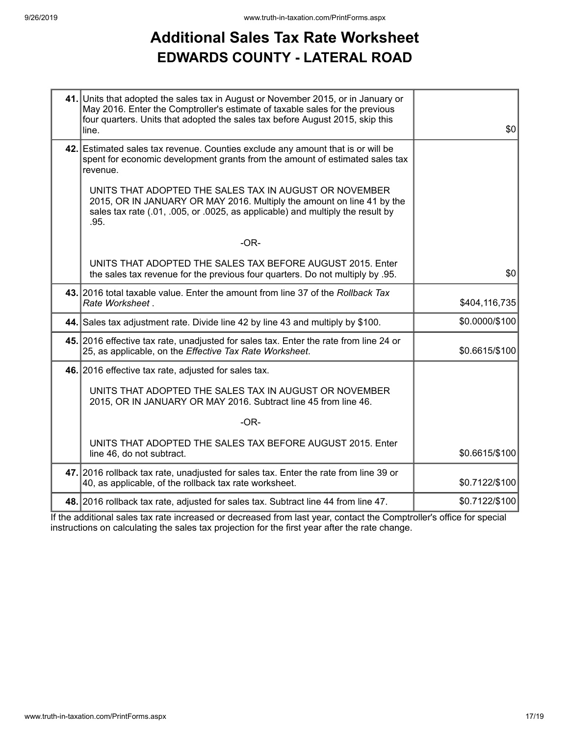# Additional Sales Tax Rate Worksheet

## EDWARDS COUNTY - LATERAL ROAD

| Line | Description | Amount |
|---|---|---|
| **41.** | Units that adopted the sales tax in August or November 2015, or in January or May 2016. Enter the Comptroller's estimate of taxable sales for the previous four quarters. Units that adopted the sales tax before August 2015, skip this line. | $0 |
| **42.** | Estimated sales tax revenue. Counties exclude any amount that is or will be spent for economic development grants from the amount of estimated sales tax revenue.<br><br>UNITS THAT ADOPTED THE SALES TAX IN AUGUST OR NOVEMBER 2015, OR IN JANUARY OR MAY 2016. Multiply the amount on line 41 by the sales tax rate (.01, .005, or .0025, as applicable) and multiply the result by .95.<br><br>-OR-<br><br>UNITS THAT ADOPTED THE SALES TAX BEFORE AUGUST 2015. Enter the sales tax revenue for the previous four quarters. Do not multiply by .95. | $0 |
| **43.** | 2016 total taxable value. Enter the amount from line 37 of the *Rollback Tax Rate Worksheet* . | $404,116,735 |
| **44.** | Sales tax adjustment rate. Divide line 42 by line 43 and multiply by $100. | $0.0000/$100 |
| **45.** | 2016 effective tax rate, unadjusted for sales tax. Enter the rate from line 24 or 25, as applicable, on the *Effective Tax Rate Worksheet*. | $0.6615/$100 |
| **46.** | 2016 effective tax rate, adjusted for sales tax.<br><br>UNITS THAT ADOPTED THE SALES TAX IN AUGUST OR NOVEMBER 2015, OR IN JANUARY OR MAY 2016. Subtract line 45 from line 46.<br><br>-OR-<br><br>UNITS THAT ADOPTED THE SALES TAX BEFORE AUGUST 2015. Enter line 46, do not subtract. | $0.6615/$100 |
| **47.** | 2016 rollback tax rate, unadjusted for sales tax. Enter the rate from line 39 or 40, as applicable, of the rollback tax rate worksheet. | $0.7122/$100 |
| **48.** | 2016 rollback tax rate, adjusted for sales tax. Subtract line 44 from line 47. | $0.7122/$100 |

If the additional sales tax rate increased or decreased from last year, contact the Comptroller's office for special instructions on calculating the sales tax projection for the first year after the rate change.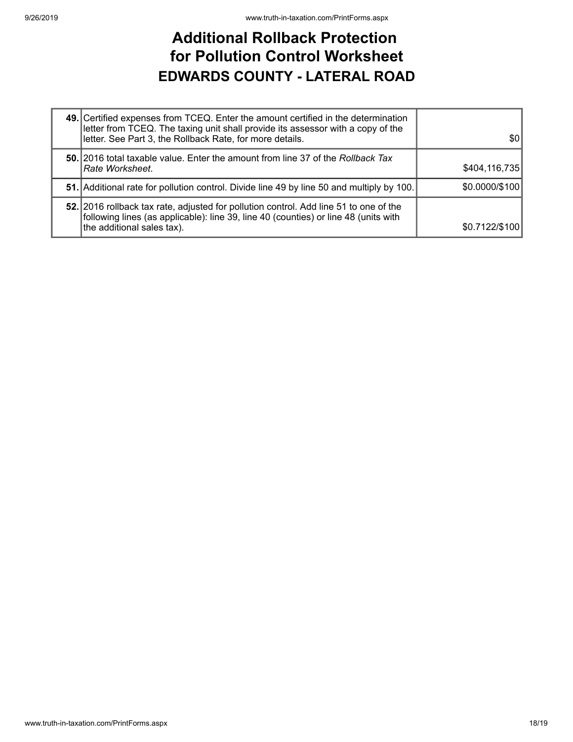# Additional Rollback Protection for Pollution Control Worksheet

## EDWARDS COUNTY - LATERAL ROAD

| | | |
|---|---|---|
| **49.** | Certified expenses from TCEQ. Enter the amount certified in the determination letter from TCEQ. The taxing unit shall provide its assessor with a copy of the letter. See Part 3, the Rollback Rate, for more details. | $0 |
| **50.** | 2016 total taxable value. Enter the amount from line 37 of the *Rollback Tax Rate Worksheet*. | $404,116,735 |
| **51.** | Additional rate for pollution control. Divide line 49 by line 50 and multiply by 100. | $0.0000/$100 |
| **52.** | 2016 rollback tax rate, adjusted for pollution control. Add line 51 to one of the following lines (as applicable): line 39, line 40 (counties) or line 48 (units with the additional sales tax). | $0.7122/$100 |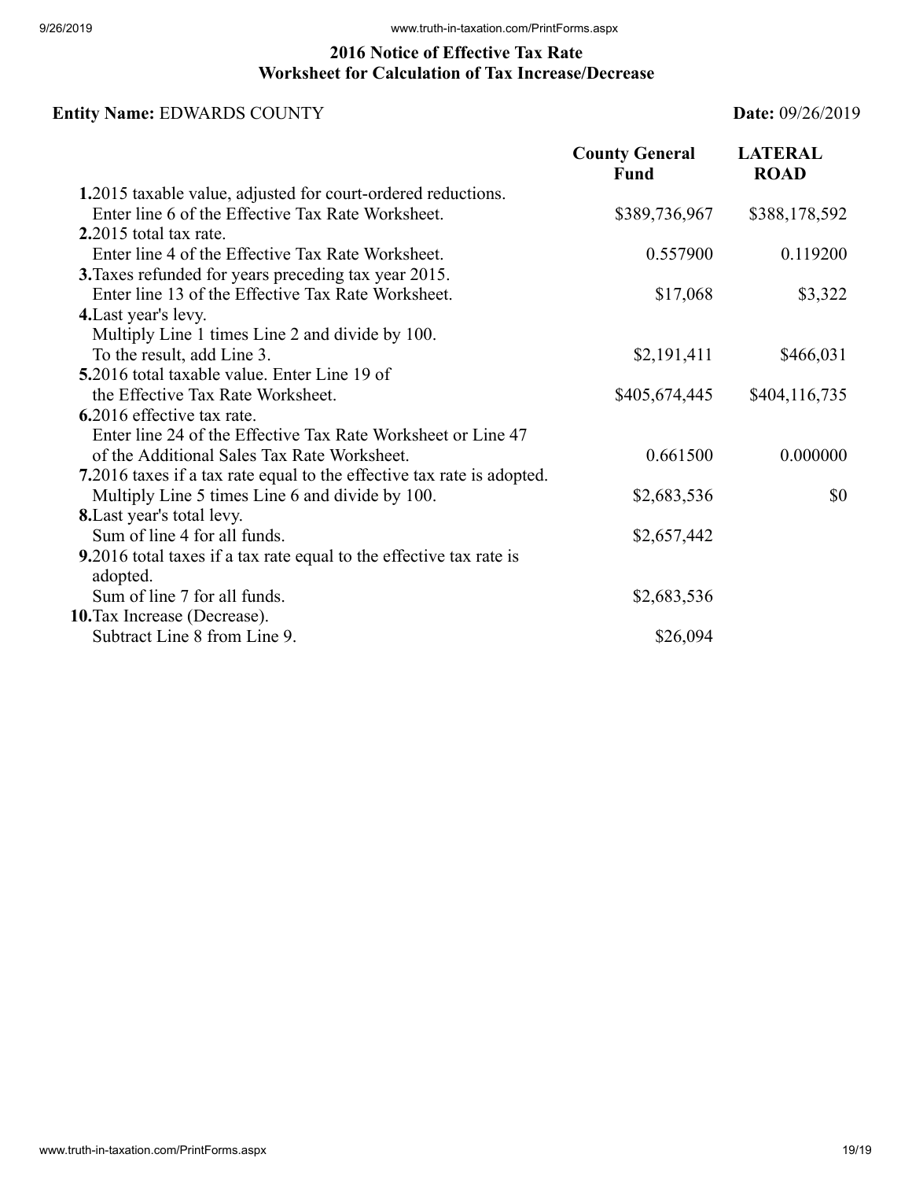## 2016 Notice of Effective Tax Rate
## Worksheet for Calculation of Tax Increase/Decrease

**Entity Name:** EDWARDS COUNTY **Date:** 09/26/2019

| | County General Fund | LATERAL ROAD |
|---|---|---|
| **1.** 2015 taxable value, adjusted for court-ordered reductions. Enter line 6 of the Effective Tax Rate Worksheet. | $389,736,967 | $388,178,592 |
| **2.** 2015 total tax rate. Enter line 4 of the Effective Tax Rate Worksheet. | 0.557900 | 0.119200 |
| **3.** Taxes refunded for years preceding tax year 2015. Enter line 13 of the Effective Tax Rate Worksheet. | $17,068 | $3,322 |
| **4.** Last year's levy. Multiply Line 1 times Line 2 and divide by 100. To the result, add Line 3. | $2,191,411 | $466,031 |
| **5.** 2016 total taxable value. Enter Line 19 of the Effective Tax Rate Worksheet. | $405,674,445 | $404,116,735 |
| **6.** 2016 effective tax rate. Enter line 24 of the Effective Tax Rate Worksheet or Line 47 of the Additional Sales Tax Rate Worksheet. | 0.661500 | 0.000000 |
| **7.** 2016 taxes if a tax rate equal to the effective tax rate is adopted. Multiply Line 5 times Line 6 and divide by 100. | $2,683,536 | $0 |
| **8.** Last year's total levy. Sum of line 4 for all funds. | $2,657,442 | |
| **9.** 2016 total taxes if a tax rate equal to the effective tax rate is adopted. Sum of line 7 for all funds. | $2,683,536 | |
| **10.** Tax Increase (Decrease). Subtract Line 8 from Line 9. | $26,094 | |